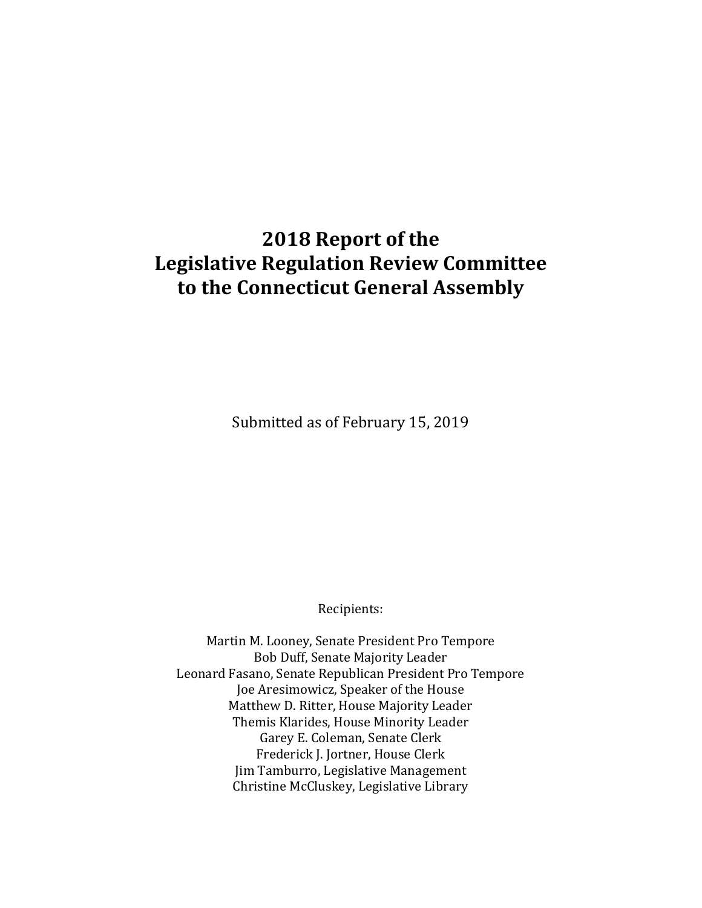# 2018 Report of the Legislative Regulation Review Committee to the Connecticut General Assembly

Submitted as of February 15, 2019

Recipients:

Martin M. Looney, Senate President Pro Tempore
Bob Duff, Senate Majority Leader
Leonard Fasano, Senate Republican President Pro Tempore
Joe Aresimowicz, Speaker of the House
Matthew D. Ritter, House Majority Leader
Themis Klarides, House Minority Leader
Garey E. Coleman, Senate Clerk
Frederick J. Jortner, House Clerk
Jim Tamburro, Legislative Management
Christine McCluskey, Legislative Library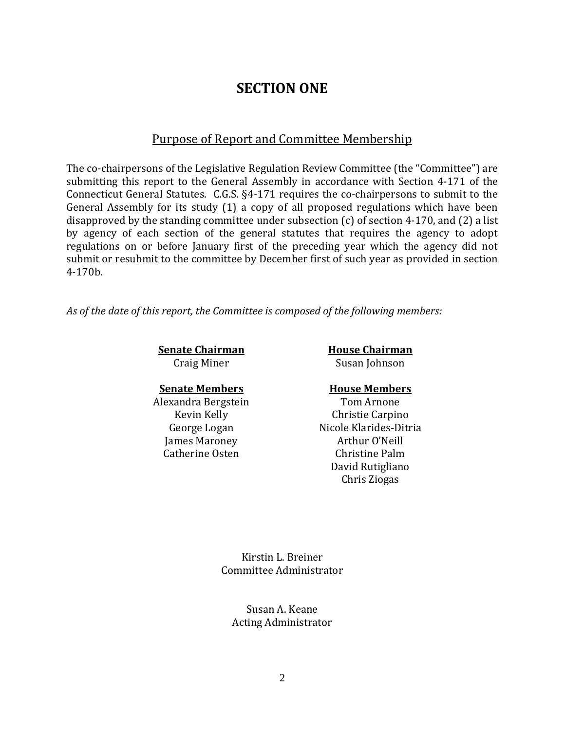# SECTION ONE

## Purpose of Report and Committee Membership

The co-chairpersons of the Legislative Regulation Review Committee (the "Committee") are submitting this report to the General Assembly in accordance with Section 4-171 of the Connecticut General Statutes. C.G.S. §4-171 requires the co-chairpersons to submit to the General Assembly for its study (1) a copy of all proposed regulations which have been disapproved by the standing committee under subsection (c) of section 4-170, and (2) a list by agency of each section of the general statutes that requires the agency to adopt regulations on or before January first of the preceding year which the agency did not submit or resubmit to the committee by December first of such year as provided in section 4-170b.

*As of the date of this report, the Committee is composed of the following members:*

**Senate Chairman**
Craig Miner

**House Chairman**
Susan Johnson

**Senate Members**
Alexandra Bergstein
Kevin Kelly
George Logan
James Maroney
Catherine Osten

**House Members**
Tom Arnone
Christie Carpino
Nicole Klarides-Ditria
Arthur O'Neill
Christine Palm
David Rutigliano
Chris Ziogas

Kirstin L. Breiner
Committee Administrator

Susan A. Keane
Acting Administrator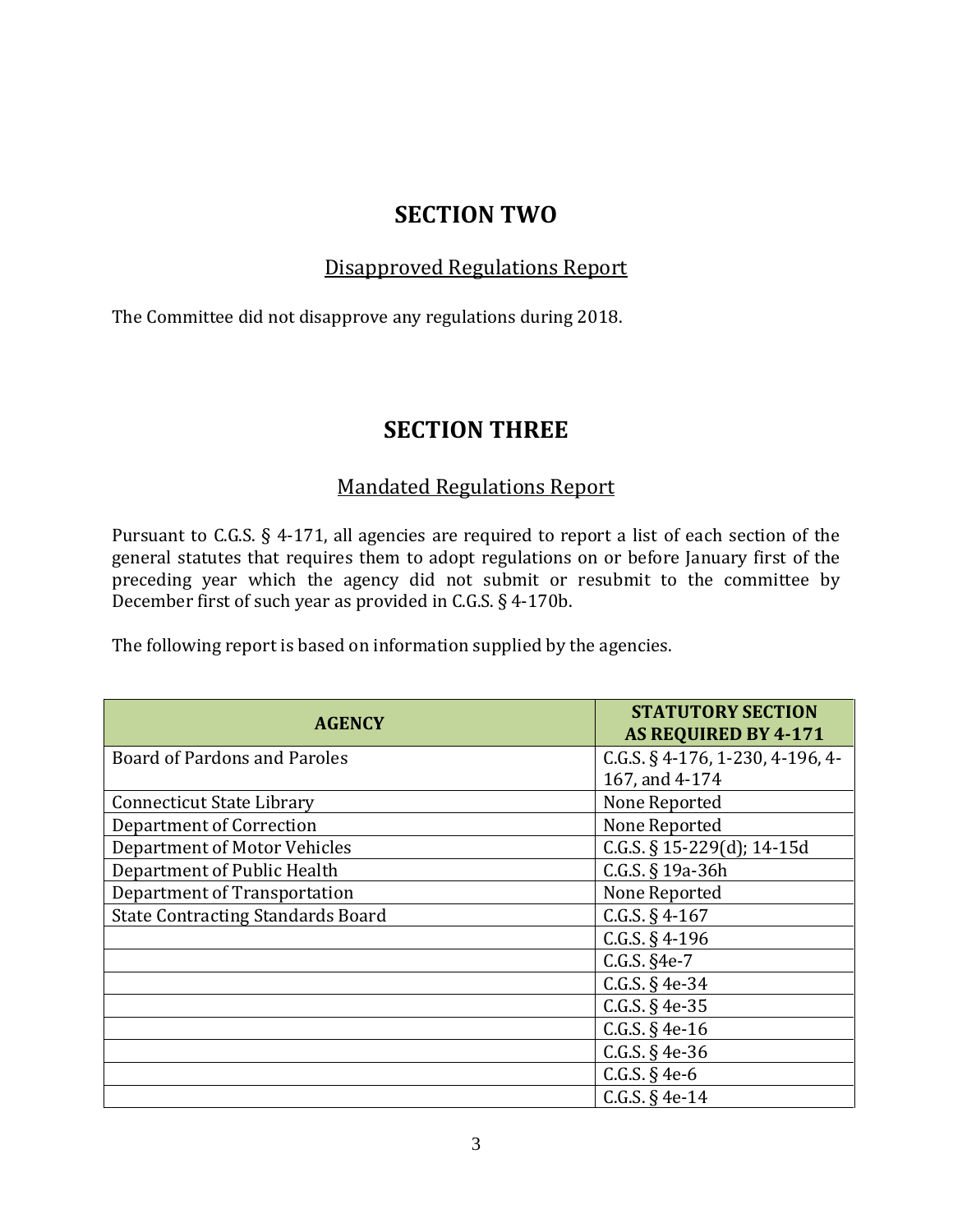# SECTION TWO

## Disapproved Regulations Report

The Committee did not disapprove any regulations during 2018.

# SECTION THREE

## Mandated Regulations Report

Pursuant to C.G.S. § 4-171, all agencies are required to report a list of each section of the general statutes that requires them to adopt regulations on or before January first of the preceding year which the agency did not submit or resubmit to the committee by December first of such year as provided in C.G.S. § 4-170b.

The following report is based on information supplied by the agencies.

| AGENCY | STATUTORY SECTION AS REQUIRED BY 4-171 |
| --- | --- |
| Board of Pardons and Paroles | C.G.S. § 4-176, 1-230, 4-196, 4-167, and 4-174 |
| Connecticut State Library | None Reported |
| Department of Correction | None Reported |
| Department of Motor Vehicles | C.G.S. § 15-229(d); 14-15d |
| Department of Public Health | C.G.S. § 19a-36h |
| Department of Transportation | None Reported |
| State Contracting Standards Board | C.G.S. § 4-167 |
| | C.G.S. § 4-196 |
| | C.G.S. §4e-7 |
| | C.G.S. § 4e-34 |
| | C.G.S. § 4e-35 |
| | C.G.S. § 4e-16 |
| | C.G.S. § 4e-36 |
| | C.G.S. § 4e-6 |
| | C.G.S. § 4e-14 |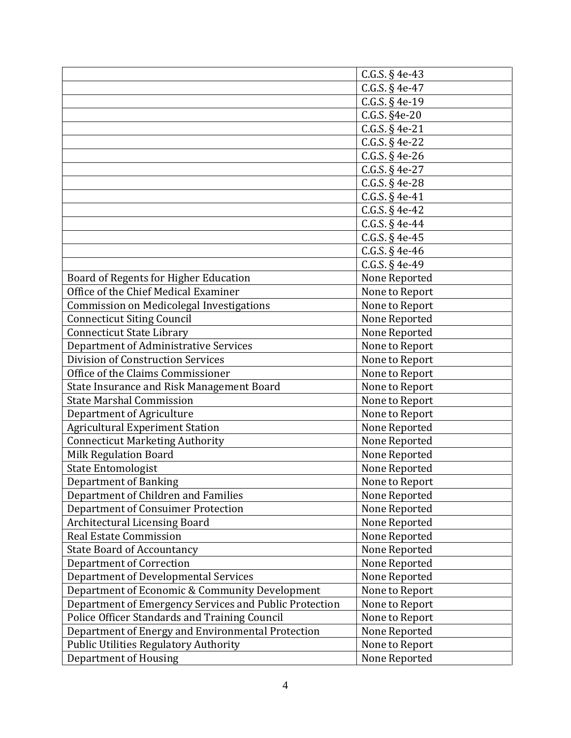| | |
|---|---|
| | C.G.S. § 4e-43 |
| | C.G.S. § 4e-47 |
| | C.G.S. § 4e-19 |
| | C.G.S. §4e-20 |
| | C.G.S. § 4e-21 |
| | C.G.S. § 4e-22 |
| | C.G.S. § 4e-26 |
| | C.G.S. § 4e-27 |
| | C.G.S. § 4e-28 |
| | C.G.S. § 4e-41 |
| | C.G.S. § 4e-42 |
| | C.G.S. § 4e-44 |
| | C.G.S. § 4e-45 |
| | C.G.S. § 4e-46 |
| | C.G.S. § 4e-49 |
| Board of Regents for Higher Education | None Reported |
| Office of the Chief Medical Examiner | None to Report |
| Commission on Medicolegal Investigations | None to Report |
| Connecticut Siting Council | None Reported |
| Connecticut State Library | None Reported |
| Department of Administrative Services | None to Report |
| Division of Construction Services | None to Report |
| Office of the Claims Commissioner | None to Report |
| State Insurance and Risk Management Board | None to Report |
| State Marshal Commission | None to Report |
| Department of Agriculture | None to Report |
| Agricultural Experiment Station | None Reported |
| Connecticut Marketing Authority | None Reported |
| Milk Regulation Board | None Reported |
| State Entomologist | None Reported |
| Department of Banking | None to Report |
| Department of Children and Families | None Reported |
| Department of Consuimer Protection | None Reported |
| Architectural Licensing Board | None Reported |
| Real Estate Commission | None Reported |
| State Board of Accountancy | None Reported |
| Department of Correction | None Reported |
| Department of Developmental Services | None Reported |
| Department of Economic & Community Development | None to Report |
| Department of Emergency Services and Public Protection | None to Report |
| Police Officer Standards and Training Council | None to Report |
| Department of Energy and Environmental Protection | None Reported |
| Public Utilities Regulatory Authority | None to Report |
| Department of Housing | None Reported |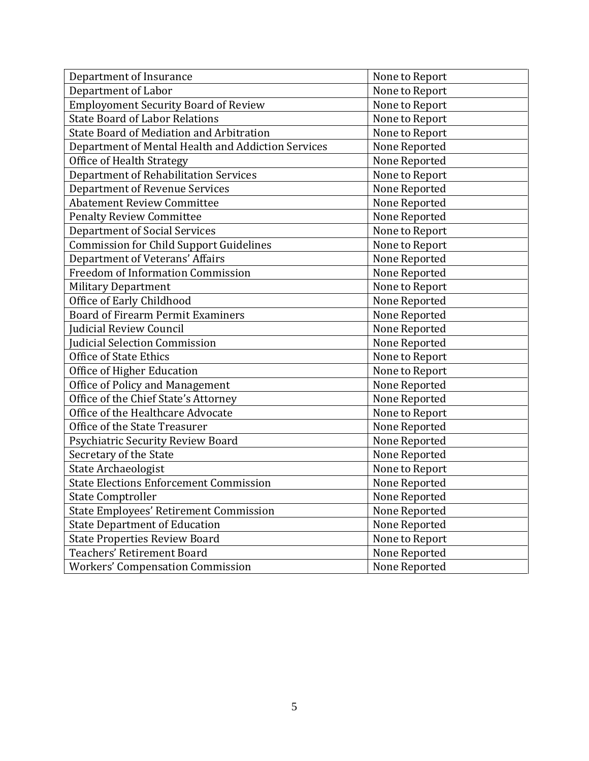| | |
|---|---|
| Department of Insurance | None to Report |
| Department of Labor | None to Report |
| Employoment Security Board of Review | None to Report |
| State Board of Labor Relations | None to Report |
| State Board of Mediation and Arbitration | None to Report |
| Department of Mental Health and Addiction Services | None Reported |
| Office of Health Strategy | None Reported |
| Department of Rehabilitation Services | None to Report |
| Department of Revenue Services | None Reported |
| Abatement Review Committee | None Reported |
| Penalty Review Committee | None Reported |
| Department of Social Services | None to Report |
| Commission for Child Support Guidelines | None to Report |
| Department of Veterans' Affairs | None Reported |
| Freedom of Information Commission | None Reported |
| Military Department | None to Report |
| Office of Early Childhood | None Reported |
| Board of Firearm Permit Examiners | None Reported |
| Judicial Review Council | None Reported |
| Judicial Selection Commission | None Reported |
| Office of State Ethics | None to Report |
| Office of Higher Education | None to Report |
| Office of Policy and Management | None Reported |
| Office of the Chief State's Attorney | None Reported |
| Office of the Healthcare Advocate | None to Report |
| Office of the State Treasurer | None Reported |
| Psychiatric Security Review Board | None Reported |
| Secretary of the State | None Reported |
| State Archaeologist | None to Report |
| State Elections Enforcement Commission | None Reported |
| State Comptroller | None Reported |
| State Employees' Retirement Commission | None Reported |
| State Department of Education | None Reported |
| State Properties Review Board | None to Report |
| Teachers' Retirement Board | None Reported |
| Workers' Compensation Commission | None Reported |